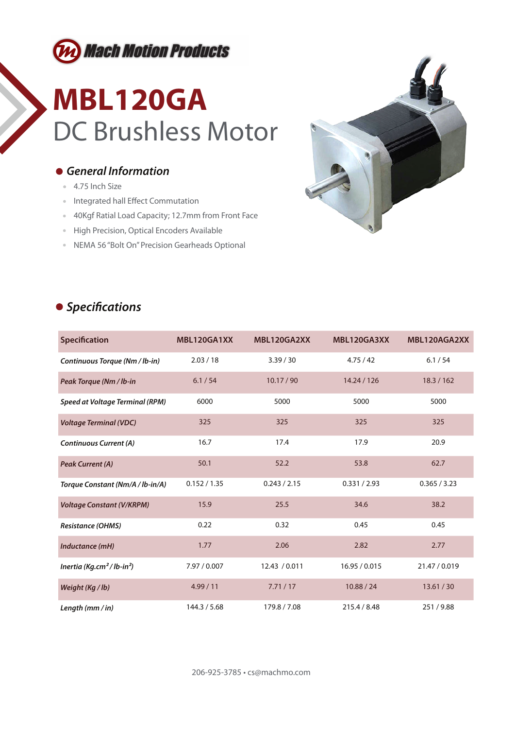Mach Motion Products

# MBL120GA

## DC Brushless Motor

### General Information

- 4.75 Inch Size
- Integrated hall Effect Commutation
- 40Kgf Ratial Load Capacity; 12.7mm from Front Face
- High Precision, Optical Encoders Available
- NEMA 56 "Bolt On" Precision Gearheads Optional

### Specifications

| Specification | MBL120GA1XX | MBL120GA2XX | MBL120GA3XX | MBL120AGA2XX |
|---|---|---|---|---|
| *Continuous Torque (Nm / lb-in)* | 2.03 / 18 | 3.39 / 30 | 4.75 / 42 | 6.1 / 54 |
| *Peak Torque (Nm / lb-in* | 6.1 / 54 | 10.17 / 90 | 14.24 / 126 | 18.3 / 162 |
| *Speed at Voltage Terminal (RPM)* | 6000 | 5000 | 5000 | 5000 |
| *Voltage Terminal (VDC)* | 325 | 325 | 325 | 325 |
| *Continuous Current (A)* | 16.7 | 17.4 | 17.9 | 20.9 |
| *Peak Current (A)* | 50.1 | 52.2 | 53.8 | 62.7 |
| *Torque Constant (Nm/A / lb-in/A)* | 0.152 / 1.35 | 0.243 / 2.15 | 0.331 / 2.93 | 0.365 / 3.23 |
| *Voltage Constant (V/KRPM)* | 15.9 | 25.5 | 34.6 | 38.2 |
| *Resistance (OHMS)* | 0.22 | 0.32 | 0.45 | 0.45 |
| *Inductance (mH)* | 1.77 | 2.06 | 2.82 | 2.77 |
| *Inertia (Kg.cm² / lb-in²)* | 7.97 / 0.007 | 12.43 / 0.011 | 16.95 / 0.015 | 21.47 / 0.019 |
| *Weight (Kg / lb)* | 4.99 / 11 | 7.71 / 17 | 10.88 / 24 | 13.61 / 30 |
| *Length (mm / in)* | 144.3 / 5.68 | 179.8 / 7.08 | 215.4 / 8.48 | 251 / 9.88 |

206-925-3785 • cs@machmo.com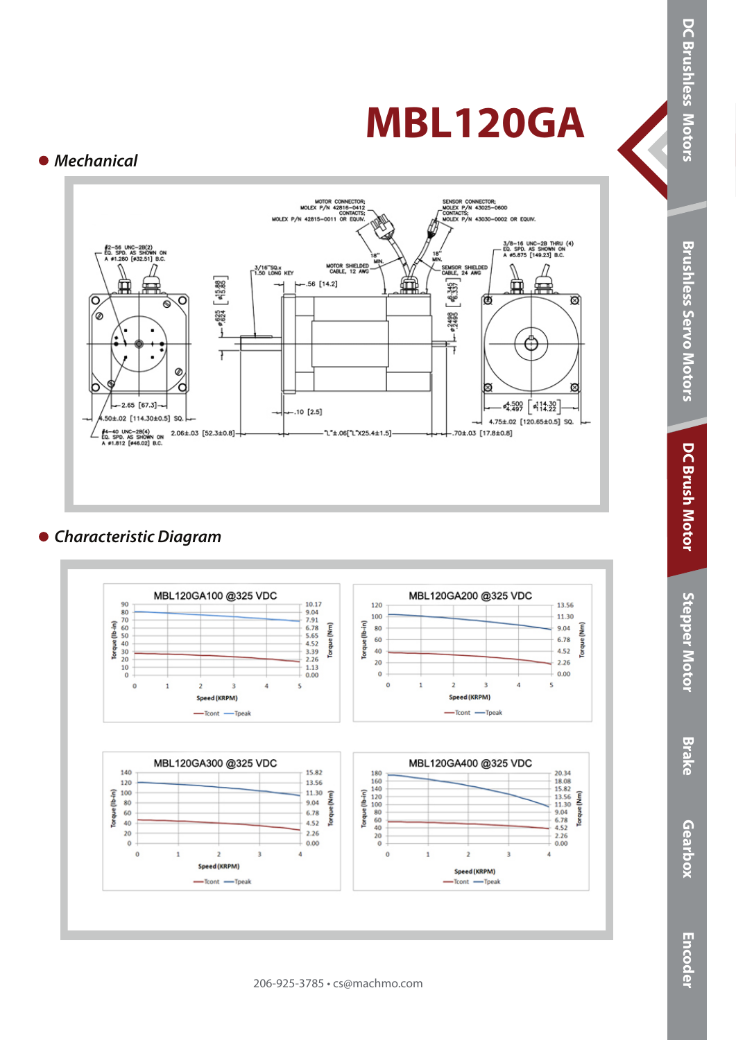# MBL120GA

## Mechanical

MOTOR CONNECTOR; MOLEX P/N 42816-0412 CONTACTS; MOLEX P/N 42815-0011 OR EQUIV.

SENSOR CONNECTOR; MOLEX P/N 43025-0600 CONTACTS; MOLEX P/N 43030-0002 OR EQUIV.

#2-56 UNC-2B(2) EQ. SPD. AS SHOWN ON A ø1.280 [ø32.51] B.C.

3/8-16 UNC-2B THRU (4) EQ. SPD. AS SHOWN ON A ø5.875 [149.23] B.C.

18" MIN.

18" MIN.

MOTOR SHIELDED CABLE, 12 AWG

SENSOR SHIELDED CABLE, 24 AWG

3/16"SQ.x 1.50 LONG KEY

.56 [14.2]

ø.625 / .624

[15.88 / 15.85]

ø.2498 / .2495

[6.345 / 6.337]

2.65 [67.3]

4.50±.02 [114.30±0.5] SQ.

.10 [2.5]

ø4.500 / 4.497 [ø114.30 / 114.22]

4.75±.02 [120.65±0.5] SQ.

#4-40 UNC-2B(4) EQ. SPD. AS SHOWN ON A ø1.812 [ø46.02] B.C.

2.06±.03 [52.3±0.8]

"L"±.06["L"X25.4±1.5]

.70±.03 [17.8±0.8]

## Characteristic Diagram

MBL120GA100 @325 VDC

Torque (lb-in): 0, 10, 20, 30, 40, 50, 60, 70, 80, 90

Torque (Nm): 0.00, 1.13, 2.26, 3.39, 4.52, 5.65, 6.78, 7.91, 9.04, 10.17

Speed (KRPM): 0, 1, 2, 3, 4, 5

Tcont, Tpeak

MBL120GA200 @325 VDC

Torque (lb-in): 0, 20, 40, 60, 80, 100, 120

Torque (Nm): 0.00, 2.26, 4.52, 6.78, 9.04, 11.30, 13.56

Speed (KRPM): 0, 1, 2, 3, 4, 5

Tcont, Tpeak

MBL120GA300 @325 VDC

Torque (lb-in): 0, 20, 40, 60, 80, 100, 120, 140

Torque (Nm): 0.00, 2.26, 4.52, 6.78, 9.04, 11.30, 13.56, 15.82

Speed (KRPM): 0, 1, 2, 3, 4

Tcont, Tpeak

MBL120GA400 @325 VDC

Torque (lb-in): 0, 20, 40, 60, 80, 100, 120, 140, 160, 180

Torque (Nm): 0.00, 2.26, 4.52, 6.78, 9.04, 11.30, 13.56, 15.82, 18.08, 20.34

Speed (KRPM): 0, 1, 2, 3, 4

Tcont, Tpeak

206-925-3785 • cs@machmo.com